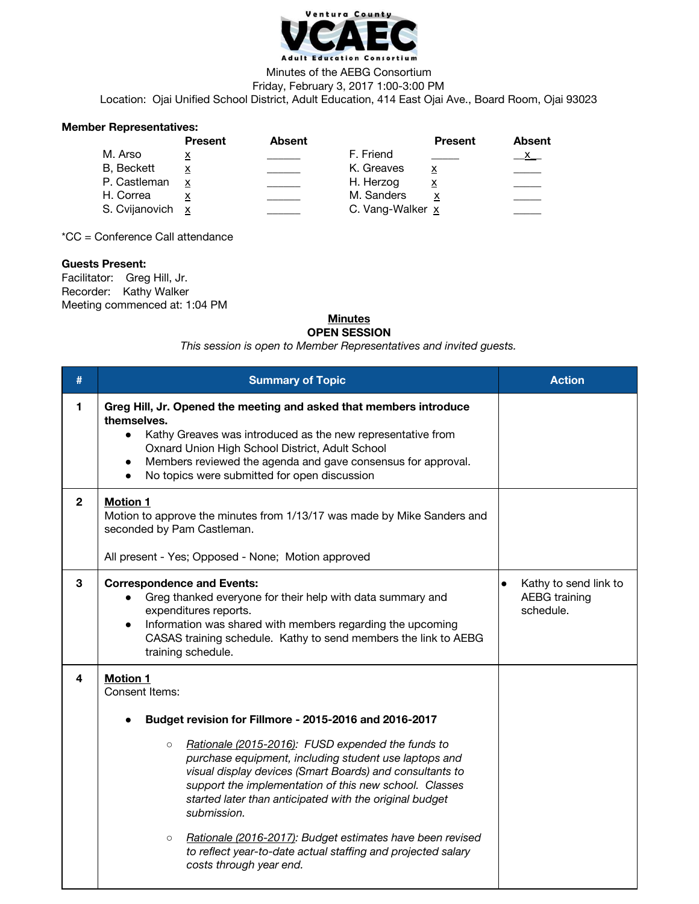Ventura County

VCAEC

Adult Education Consortium

Minutes of the AEBG Consortium
Friday, February 3, 2017 1:00-3:00 PM
Location: Ojai Unified School District, Adult Education, 414 East Ojai Ave., Board Room, Ojai 93023

**Member Representatives:**

| | Present | Absent | | Present | Absent |
|---|---|---|---|---|---|
| M. Arso | x | | F. Friend | | x |
| B, Beckett | x | | K. Greaves | x | |
| P. Castleman | x | | H. Herzog | x | |
| H. Correa | x | | M. Sanders | x | |
| S. Cvijanovich | x | | C. Vang-Walker | x | |

*CC = Conference Call attendance

**Guests Present:**
Facilitator: Greg Hill, Jr.
Recorder: Kathy Walker
Meeting commenced at: 1:04 PM

**Minutes**

**OPEN SESSION**

*This session is open to Member Representatives and invited guests.*

| # | Summary of Topic | Action |
|---|---|---|
| 1 | **Greg Hill, Jr. Opened the meeting and asked that members introduce themselves.**<br>• Kathy Greaves was introduced as the new representative from Oxnard Union High School District, Adult School<br>• Members reviewed the agenda and gave consensus for approval.<br>• No topics were submitted for open discussion | |
| 2 | **Motion 1**<br>Motion to approve the minutes from 1/13/17 was made by Mike Sanders and seconded by Pam Castleman.<br><br>All present - Yes; Opposed - None; Motion approved | |
| 3 | **Correspondence and Events:**<br>• Greg thanked everyone for their help with data summary and expenditures reports.<br>• Information was shared with members regarding the upcoming CASAS training schedule. Kathy to send members the link to AEBG training schedule. | • Kathy to send link to AEBG training schedule. |
| 4 | **Motion 1**<br>Consent Items:<br><br>• **Budget revision for Fillmore - 2015-2016 and 2016-2017**<br>○ *Rationale (2015-2016): FUSD expended the funds to purchase equipment, including student use laptops and visual display devices (Smart Boards) and consultants to support the implementation of this new school. Classes started later than anticipated with the original budget submission.*<br>○ *Rationale (2016-2017): Budget estimates have been revised to reflect year-to-date actual staffing and projected salary costs through year end.* | |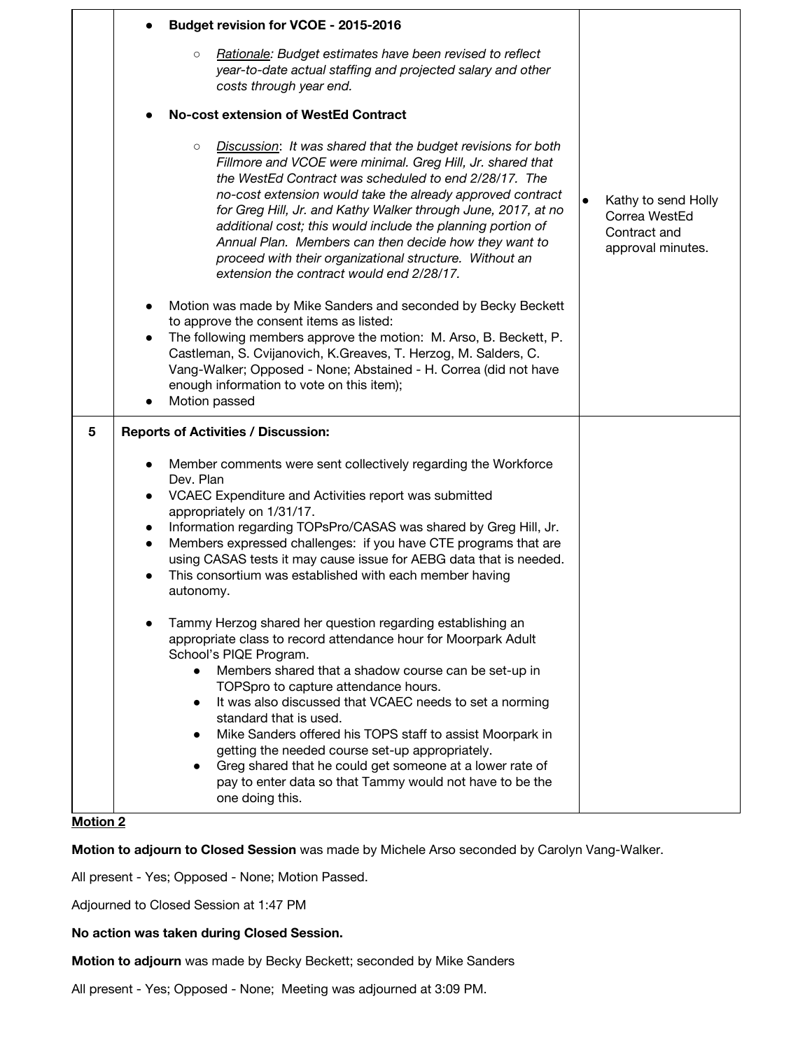| | | |
|---|---|---|
| | • **Budget revision for VCOE - 2015-2016**<br>  ○ *Rationale: Budget estimates have been revised to reflect year-to-date actual staffing and projected salary and other costs through year end.*<br>• **No-cost extension of WestEd Contract**<br>  ○ *Discussion: It was shared that the budget revisions for both Fillmore and VCOE were minimal. Greg Hill, Jr. shared that the WestEd Contract was scheduled to end 2/28/17. The no-cost extension would take the already approved contract for Greg Hill, Jr. and Kathy Walker through June, 2017, at no additional cost; this would include the planning portion of Annual Plan. Members can then decide how they want to proceed with their organizational structure. Without an extension the contract would end 2/28/17.*<br>• Motion was made by Mike Sanders and seconded by Becky Beckett to approve the consent items as listed:<br>• The following members approve the motion: M. Arso, B. Beckett, P. Castleman, S. Cvijanovich, K.Greaves, T. Herzog, M. Salders, C. Vang-Walker; Opposed - None; Abstained - H. Correa (did not have enough information to vote on this item);<br>• Motion passed | • Kathy to send Holly Correa WestEd Contract and approval minutes. |
| **5** | **Reports of Activities / Discussion:**<br>• Member comments were sent collectively regarding the Workforce Dev. Plan<br>• VCAEC Expenditure and Activities report was submitted appropriately on 1/31/17.<br>• Information regarding TOPsPro/CASAS was shared by Greg Hill, Jr.<br>• Members expressed challenges: if you have CTE programs that are using CASAS tests it may cause issue for AEBG data that is needed.<br>• This consortium was established with each member having autonomy.<br>• Tammy Herzog shared her question regarding establishing an appropriate class to record attendance hour for Moorpark Adult School's PIQE Program.<br>  ○ Members shared that a shadow course can be set-up in TOPSpro to capture attendance hours.<br>  ○ It was also discussed that VCAEC needs to set a norming standard that is used.<br>  ○ Mike Sanders offered his TOPS staff to assist Moorpark in getting the needed course set-up appropriately.<br>  ○ Greg shared that he could get someone at a lower rate of pay to enter data so that Tammy would not have to be the one doing this. | |

**Motion 2**

**Motion to adjourn to Closed Session** was made by Michele Arso seconded by Carolyn Vang-Walker.

All present - Yes; Opposed - None; Motion Passed.

Adjourned to Closed Session at 1:47 PM

**No action was taken during Closed Session.**

**Motion to adjourn** was made by Becky Beckett; seconded by Mike Sanders

All present - Yes; Opposed - None; Meeting was adjourned at 3:09 PM.